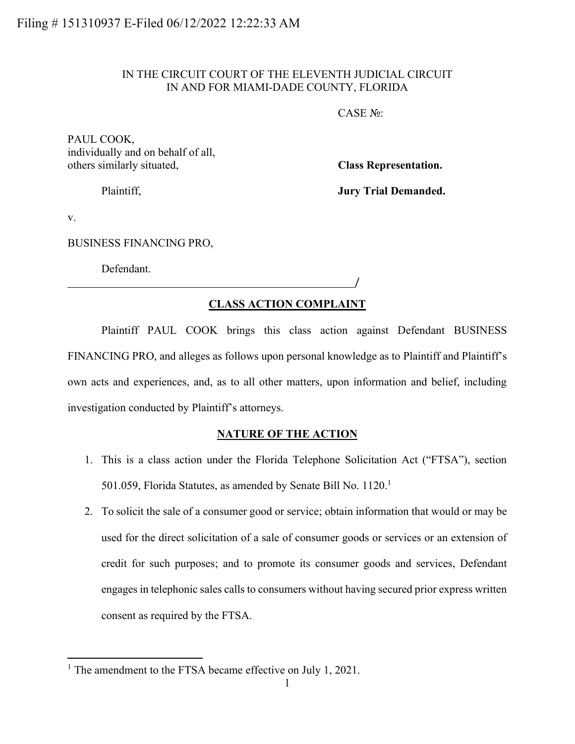Filing # 151310937 E-Filed 06/12/2022 12:22:33 AM

IN THE CIRCUIT COURT OF THE ELEVENTH JUDICIAL CIRCUIT
IN AND FOR MIAMI-DADE COUNTY, FLORIDA

CASE №:

PAUL COOK,
individually and on behalf of all,
others similarly situated,

Plaintiff,

**Class Representation.**

**Jury Trial Demanded.**

v.

BUSINESS FINANCING PRO,

Defendant.

_______________________________________/

## CLASS ACTION COMPLAINT

Plaintiff PAUL COOK brings this class action against Defendant BUSINESS FINANCING PRO, and alleges as follows upon personal knowledge as to Plaintiff and Plaintiff's own acts and experiences, and, as to all other matters, upon information and belief, including investigation conducted by Plaintiff's attorneys.

## NATURE OF THE ACTION

1. This is a class action under the Florida Telephone Solicitation Act ("FTSA"), section 501.059, Florida Statutes, as amended by Senate Bill No. 1120.[1]

2. To solicit the sale of a consumer good or service; obtain information that would or may be used for the direct solicitation of a sale of consumer goods or services or an extension of credit for such purposes; and to promote its consumer goods and services, Defendant engages in telephonic sales calls to consumers without having secured prior express written consent as required by the FTSA.

[1] The amendment to the FTSA became effective on July 1, 2021.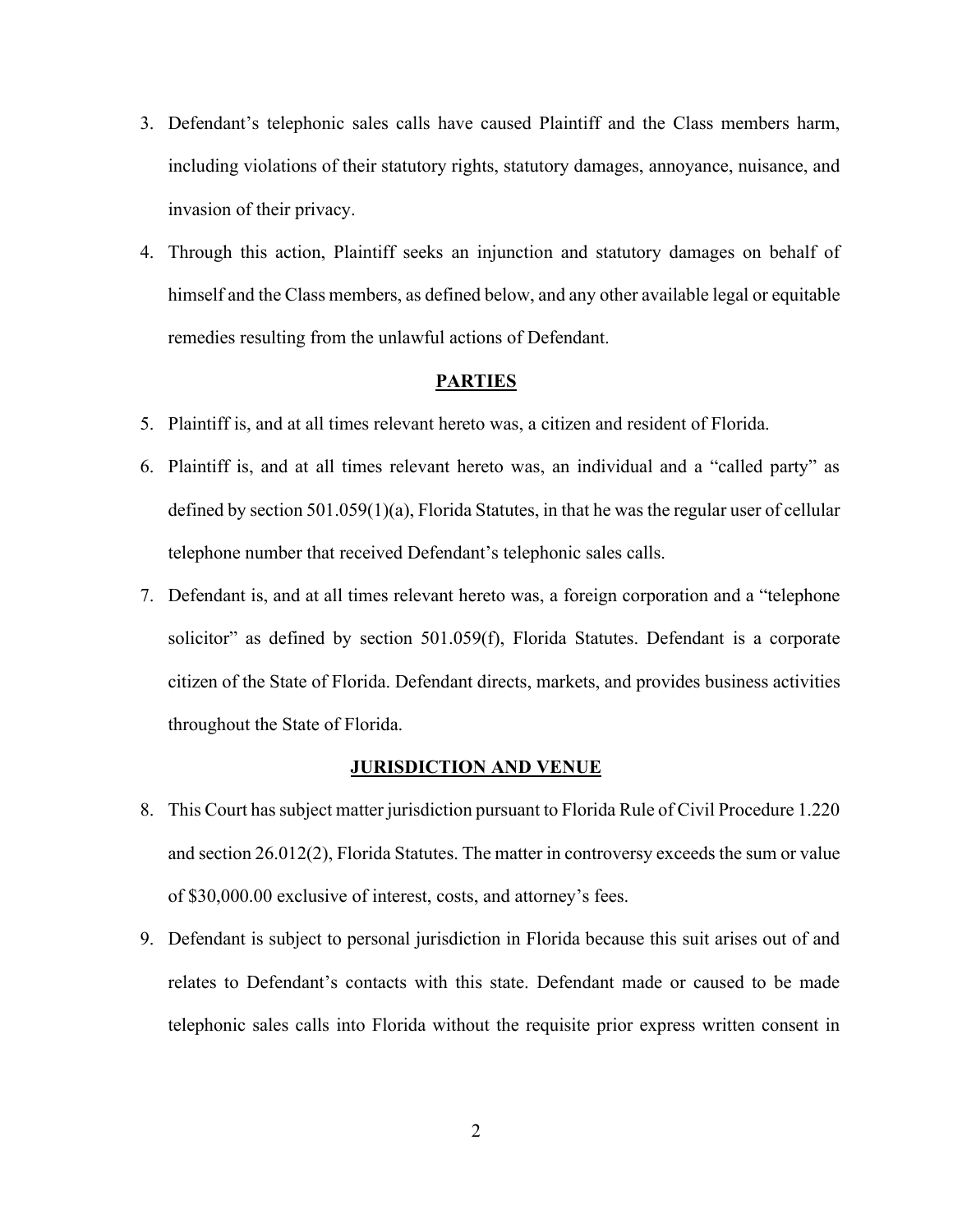3. Defendant's telephonic sales calls have caused Plaintiff and the Class members harm, including violations of their statutory rights, statutory damages, annoyance, nuisance, and invasion of their privacy.
4. Through this action, Plaintiff seeks an injunction and statutory damages on behalf of himself and the Class members, as defined below, and any other available legal or equitable remedies resulting from the unlawful actions of Defendant.

## PARTIES

5. Plaintiff is, and at all times relevant hereto was, a citizen and resident of Florida.
6. Plaintiff is, and at all times relevant hereto was, an individual and a "called party" as defined by section 501.059(1)(a), Florida Statutes, in that he was the regular user of cellular telephone number that received Defendant's telephonic sales calls.
7. Defendant is, and at all times relevant hereto was, a foreign corporation and a "telephone solicitor" as defined by section 501.059(f), Florida Statutes. Defendant is a corporate citizen of the State of Florida. Defendant directs, markets, and provides business activities throughout the State of Florida.

## JURISDICTION AND VENUE

8. This Court has subject matter jurisdiction pursuant to Florida Rule of Civil Procedure 1.220 and section 26.012(2), Florida Statutes. The matter in controversy exceeds the sum or value of $30,000.00 exclusive of interest, costs, and attorney's fees.
9. Defendant is subject to personal jurisdiction in Florida because this suit arises out of and relates to Defendant's contacts with this state. Defendant made or caused to be made telephonic sales calls into Florida without the requisite prior express written consent in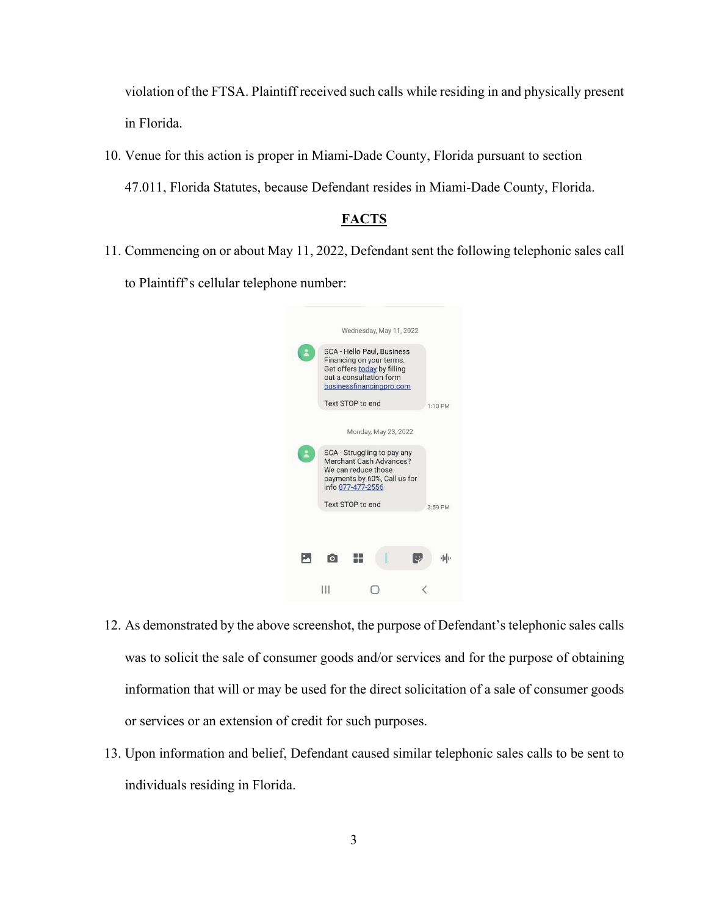violation of the FTSA. Plaintiff received such calls while residing in and physically present in Florida.

10. Venue for this action is proper in Miami-Dade County, Florida pursuant to section 47.011, Florida Statutes, because Defendant resides in Miami-Dade County, Florida.

## FACTS

11. Commencing on or about May 11, 2022, Defendant sent the following telephonic sales call to Plaintiff's cellular telephone number:

Wednesday, May 11, 2022

SCA - Hello Paul, Business Financing on your terms. Get offers today by filling out a consultation form businessfinancingpro.com

Text STOP to end

1:10 PM

Monday, May 23, 2022

SCA - Struggling to pay any Merchant Cash Advances? We can reduce those payments by 60%, Call us for info 877-477-2556

Text STOP to end

3:59 PM

12. As demonstrated by the above screenshot, the purpose of Defendant's telephonic sales calls was to solicit the sale of consumer goods and/or services and for the purpose of obtaining information that will or may be used for the direct solicitation of a sale of consumer goods or services or an extension of credit for such purposes.

13. Upon information and belief, Defendant caused similar telephonic sales calls to be sent to individuals residing in Florida.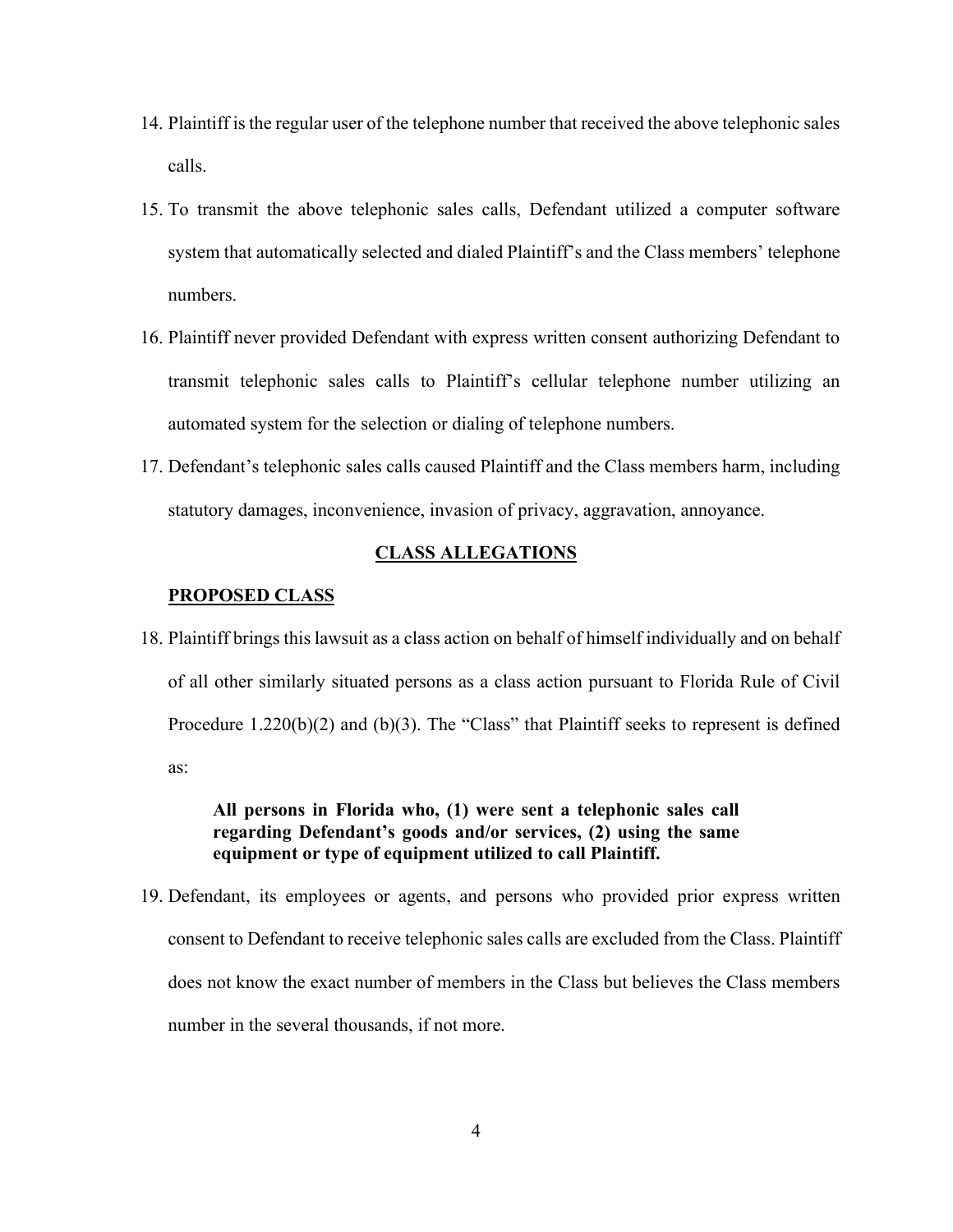14. Plaintiff is the regular user of the telephone number that received the above telephonic sales calls.

15. To transmit the above telephonic sales calls, Defendant utilized a computer software system that automatically selected and dialed Plaintiff's and the Class members' telephone numbers.

16. Plaintiff never provided Defendant with express written consent authorizing Defendant to transmit telephonic sales calls to Plaintiff's cellular telephone number utilizing an automated system for the selection or dialing of telephone numbers.

17. Defendant's telephonic sales calls caused Plaintiff and the Class members harm, including statutory damages, inconvenience, invasion of privacy, aggravation, annoyance.

## CLASS ALLEGATIONS

### PROPOSED CLASS

18. Plaintiff brings this lawsuit as a class action on behalf of himself individually and on behalf of all other similarly situated persons as a class action pursuant to Florida Rule of Civil Procedure 1.220(b)(2) and (b)(3). The "Class" that Plaintiff seeks to represent is defined as:

> **All persons in Florida who, (1) were sent a telephonic sales call regarding Defendant's goods and/or services, (2) using the same equipment or type of equipment utilized to call Plaintiff.**

19. Defendant, its employees or agents, and persons who provided prior express written consent to Defendant to receive telephonic sales calls are excluded from the Class. Plaintiff does not know the exact number of members in the Class but believes the Class members number in the several thousands, if not more.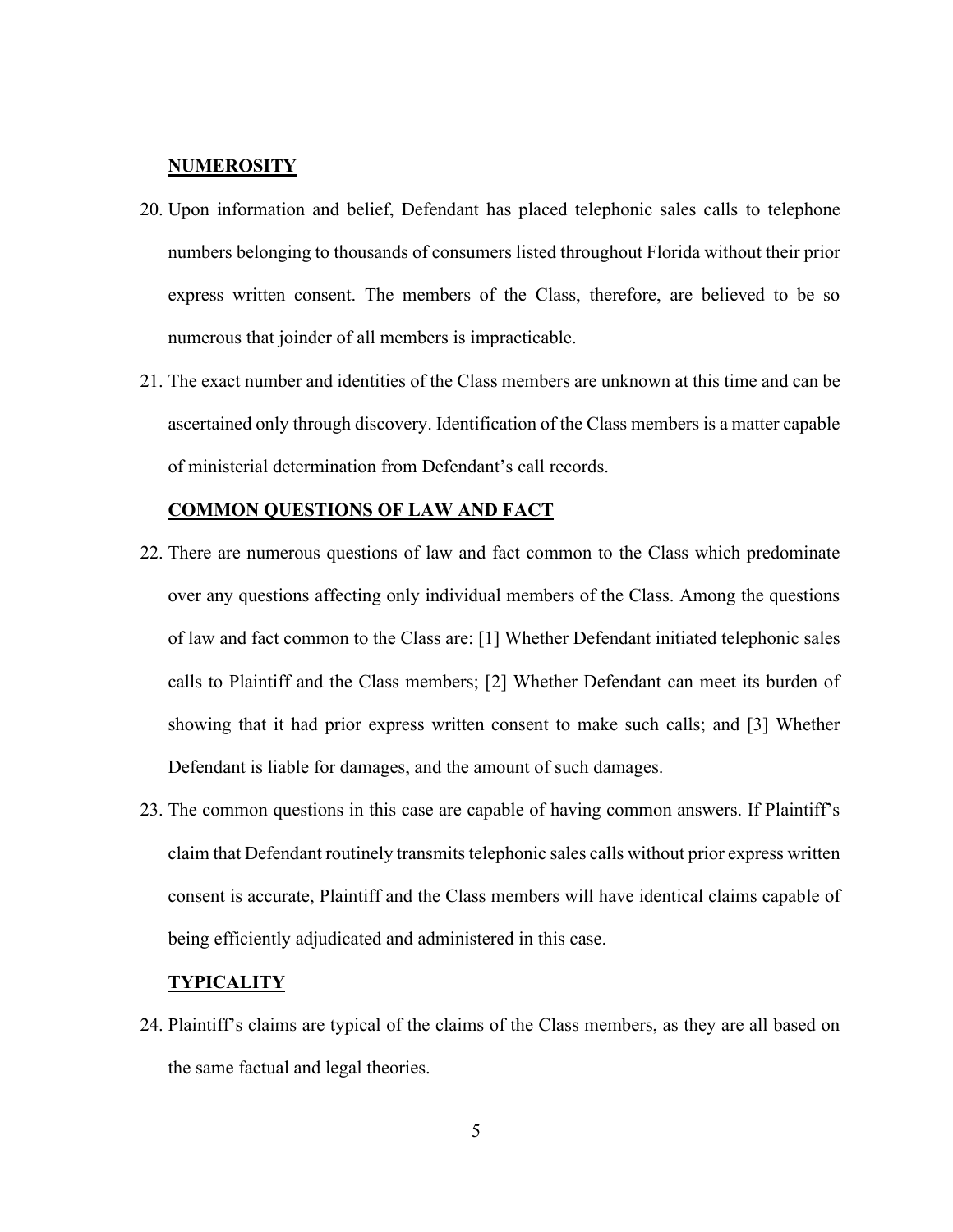**NUMEROSITY**

20. Upon information and belief, Defendant has placed telephonic sales calls to telephone numbers belonging to thousands of consumers listed throughout Florida without their prior express written consent. The members of the Class, therefore, are believed to be so numerous that joinder of all members is impracticable.

21. The exact number and identities of the Class members are unknown at this time and can be ascertained only through discovery. Identification of the Class members is a matter capable of ministerial determination from Defendant's call records.

**COMMON QUESTIONS OF LAW AND FACT**

22. There are numerous questions of law and fact common to the Class which predominate over any questions affecting only individual members of the Class. Among the questions of law and fact common to the Class are: [1] Whether Defendant initiated telephonic sales calls to Plaintiff and the Class members; [2] Whether Defendant can meet its burden of showing that it had prior express written consent to make such calls; and [3] Whether Defendant is liable for damages, and the amount of such damages.

23. The common questions in this case are capable of having common answers. If Plaintiff's claim that Defendant routinely transmits telephonic sales calls without prior express written consent is accurate, Plaintiff and the Class members will have identical claims capable of being efficiently adjudicated and administered in this case.

**TYPICALITY**

24. Plaintiff's claims are typical of the claims of the Class members, as they are all based on the same factual and legal theories.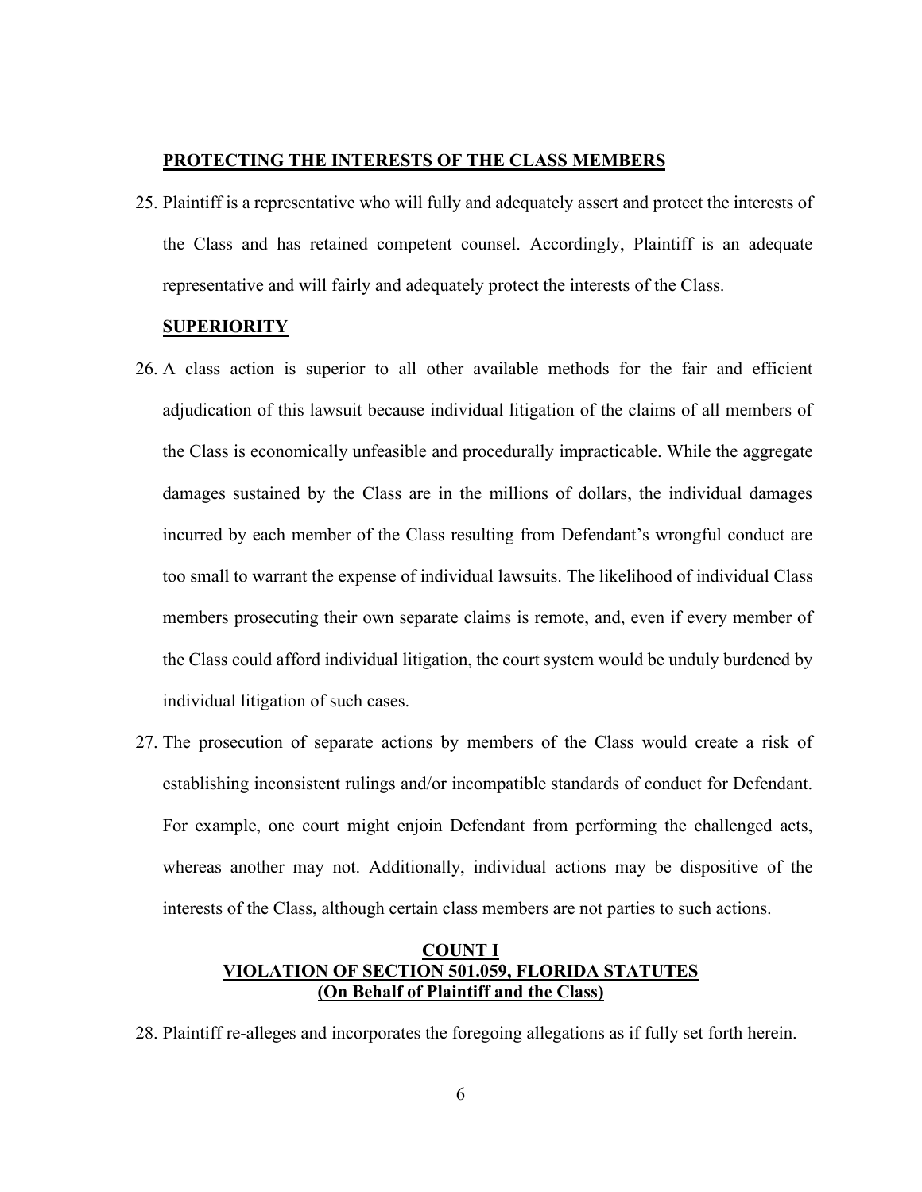**PROTECTING THE INTERESTS OF THE CLASS MEMBERS**

25. Plaintiff is a representative who will fully and adequately assert and protect the interests of the Class and has retained competent counsel. Accordingly, Plaintiff is an adequate representative and will fairly and adequately protect the interests of the Class.

**SUPERIORITY**

26. A class action is superior to all other available methods for the fair and efficient adjudication of this lawsuit because individual litigation of the claims of all members of the Class is economically unfeasible and procedurally impracticable. While the aggregate damages sustained by the Class are in the millions of dollars, the individual damages incurred by each member of the Class resulting from Defendant's wrongful conduct are too small to warrant the expense of individual lawsuits. The likelihood of individual Class members prosecuting their own separate claims is remote, and, even if every member of the Class could afford individual litigation, the court system would be unduly burdened by individual litigation of such cases.

27. The prosecution of separate actions by members of the Class would create a risk of establishing inconsistent rulings and/or incompatible standards of conduct for Defendant. For example, one court might enjoin Defendant from performing the challenged acts, whereas another may not. Additionally, individual actions may be dispositive of the interests of the Class, although certain class members are not parties to such actions.

**COUNT I**
**VIOLATION OF SECTION 501.059, FLORIDA STATUTES**
**(On Behalf of Plaintiff and the Class)**

28. Plaintiff re-alleges and incorporates the foregoing allegations as if fully set forth herein.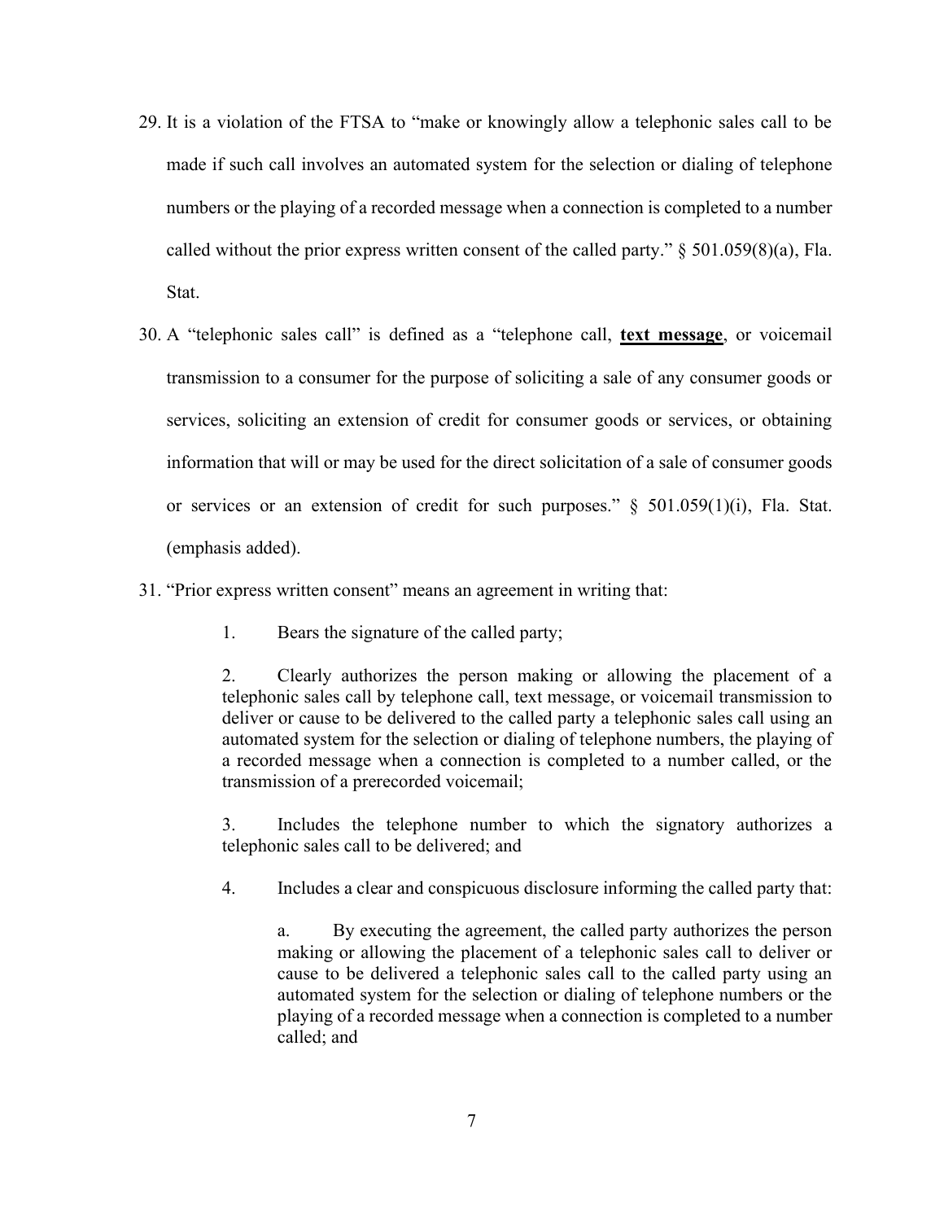29. It is a violation of the FTSA to "make or knowingly allow a telephonic sales call to be made if such call involves an automated system for the selection or dialing of telephone numbers or the playing of a recorded message when a connection is completed to a number called without the prior express written consent of the called party." § 501.059(8)(a), Fla. Stat.

30. A "telephonic sales call" is defined as a "telephone call, **text message**, or voicemail transmission to a consumer for the purpose of soliciting a sale of any consumer goods or services, soliciting an extension of credit for consumer goods or services, or obtaining information that will or may be used for the direct solicitation of a sale of consumer goods or services or an extension of credit for such purposes." § 501.059(1)(i), Fla. Stat. (emphasis added).

31. "Prior express written consent" means an agreement in writing that:

> 1. Bears the signature of the called party;
>
> 2. Clearly authorizes the person making or allowing the placement of a telephonic sales call by telephone call, text message, or voicemail transmission to deliver or cause to be delivered to the called party a telephonic sales call using an automated system for the selection or dialing of telephone numbers, the playing of a recorded message when a connection is completed to a number called, or the transmission of a prerecorded voicemail;
>
> 3. Includes the telephone number to which the signatory authorizes a telephonic sales call to be delivered; and
>
> 4. Includes a clear and conspicuous disclosure informing the called party that:
>
> > a. By executing the agreement, the called party authorizes the person making or allowing the placement of a telephonic sales call to deliver or cause to be delivered a telephonic sales call to the called party using an automated system for the selection or dialing of telephone numbers or the playing of a recorded message when a connection is completed to a number called; and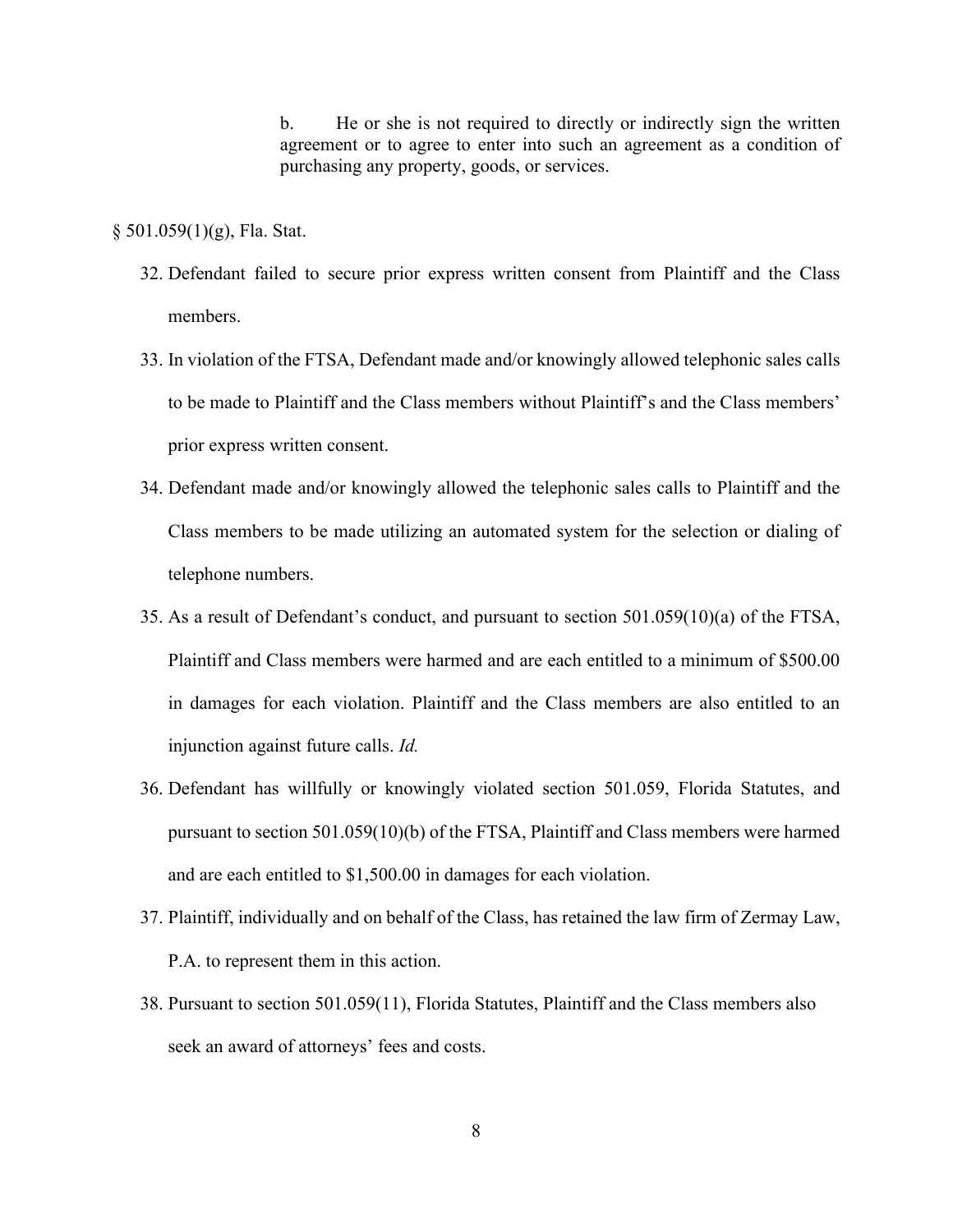> b. He or she is not required to directly or indirectly sign the written agreement or to agree to enter into such an agreement as a condition of purchasing any property, goods, or services.

§ 501.059(1)(g), Fla. Stat.

32. Defendant failed to secure prior express written consent from Plaintiff and the Class members.

33. In violation of the FTSA, Defendant made and/or knowingly allowed telephonic sales calls to be made to Plaintiff and the Class members without Plaintiff's and the Class members' prior express written consent.

34. Defendant made and/or knowingly allowed the telephonic sales calls to Plaintiff and the Class members to be made utilizing an automated system for the selection or dialing of telephone numbers.

35. As a result of Defendant's conduct, and pursuant to section 501.059(10)(a) of the FTSA, Plaintiff and Class members were harmed and are each entitled to a minimum of $500.00 in damages for each violation. Plaintiff and the Class members are also entitled to an injunction against future calls. *Id.*

36. Defendant has willfully or knowingly violated section 501.059, Florida Statutes, and pursuant to section 501.059(10)(b) of the FTSA, Plaintiff and Class members were harmed and are each entitled to $1,500.00 in damages for each violation.

37. Plaintiff, individually and on behalf of the Class, has retained the law firm of Zermay Law, P.A. to represent them in this action.

38. Pursuant to section 501.059(11), Florida Statutes, Plaintiff and the Class members also seek an award of attorneys' fees and costs.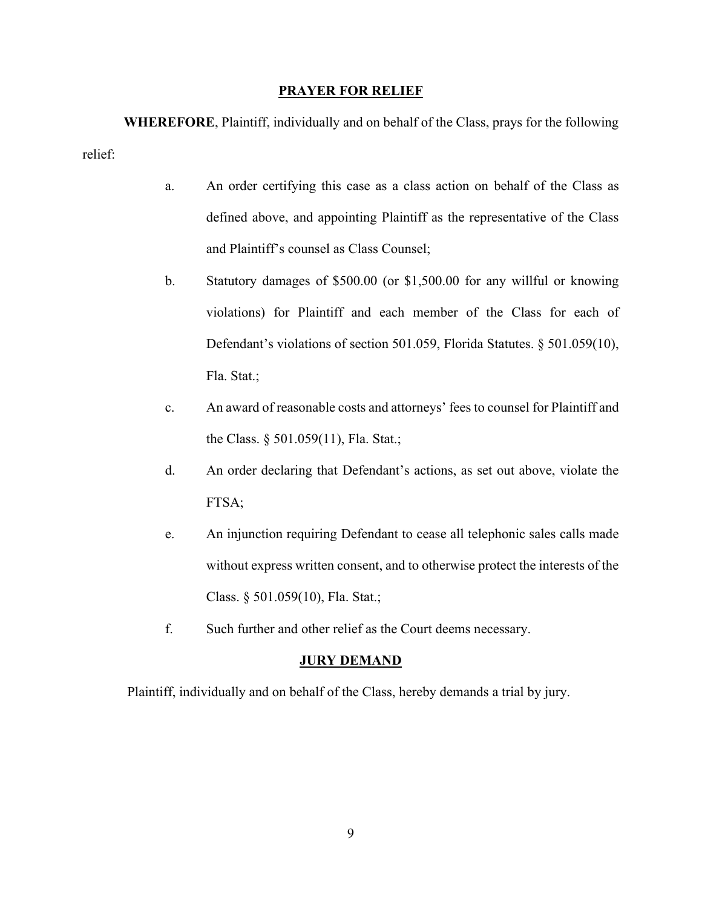## PRAYER FOR RELIEF

**WHEREFORE**, Plaintiff, individually and on behalf of the Class, prays for the following relief:

a. An order certifying this case as a class action on behalf of the Class as defined above, and appointing Plaintiff as the representative of the Class and Plaintiff's counsel as Class Counsel;

b. Statutory damages of $500.00 (or $1,500.00 for any willful or knowing violations) for Plaintiff and each member of the Class for each of Defendant's violations of section 501.059, Florida Statutes. § 501.059(10), Fla. Stat.;

c. An award of reasonable costs and attorneys' fees to counsel for Plaintiff and the Class. § 501.059(11), Fla. Stat.;

d. An order declaring that Defendant's actions, as set out above, violate the FTSA;

e. An injunction requiring Defendant to cease all telephonic sales calls made without express written consent, and to otherwise protect the interests of the Class. § 501.059(10), Fla. Stat.;

f. Such further and other relief as the Court deems necessary.

## JURY DEMAND

Plaintiff, individually and on behalf of the Class, hereby demands a trial by jury.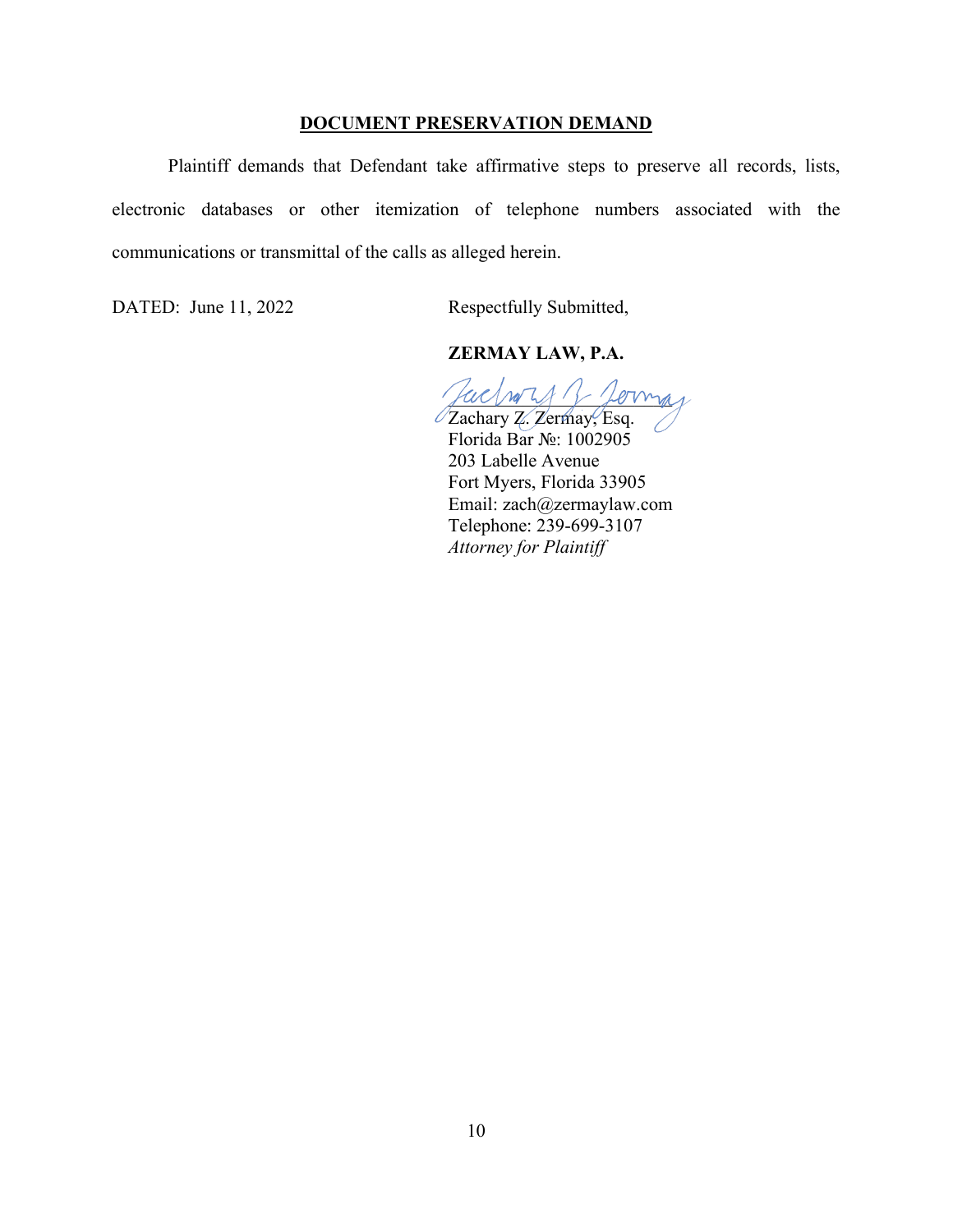## DOCUMENT PRESERVATION DEMAND

Plaintiff demands that Defendant take affirmative steps to preserve all records, lists, electronic databases or other itemization of telephone numbers associated with the communications or transmittal of the calls as alleged herein.

DATED: June 11, 2022

Respectfully Submitted,

**ZERMAY LAW, P.A.**

Zachary Z. Zermay, Esq.
Florida Bar №: 1002905
203 Labelle Avenue
Fort Myers, Florida 33905
Email: zach@zermaylaw.com
Telephone: 239-699-3107
*Attorney for Plaintiff*